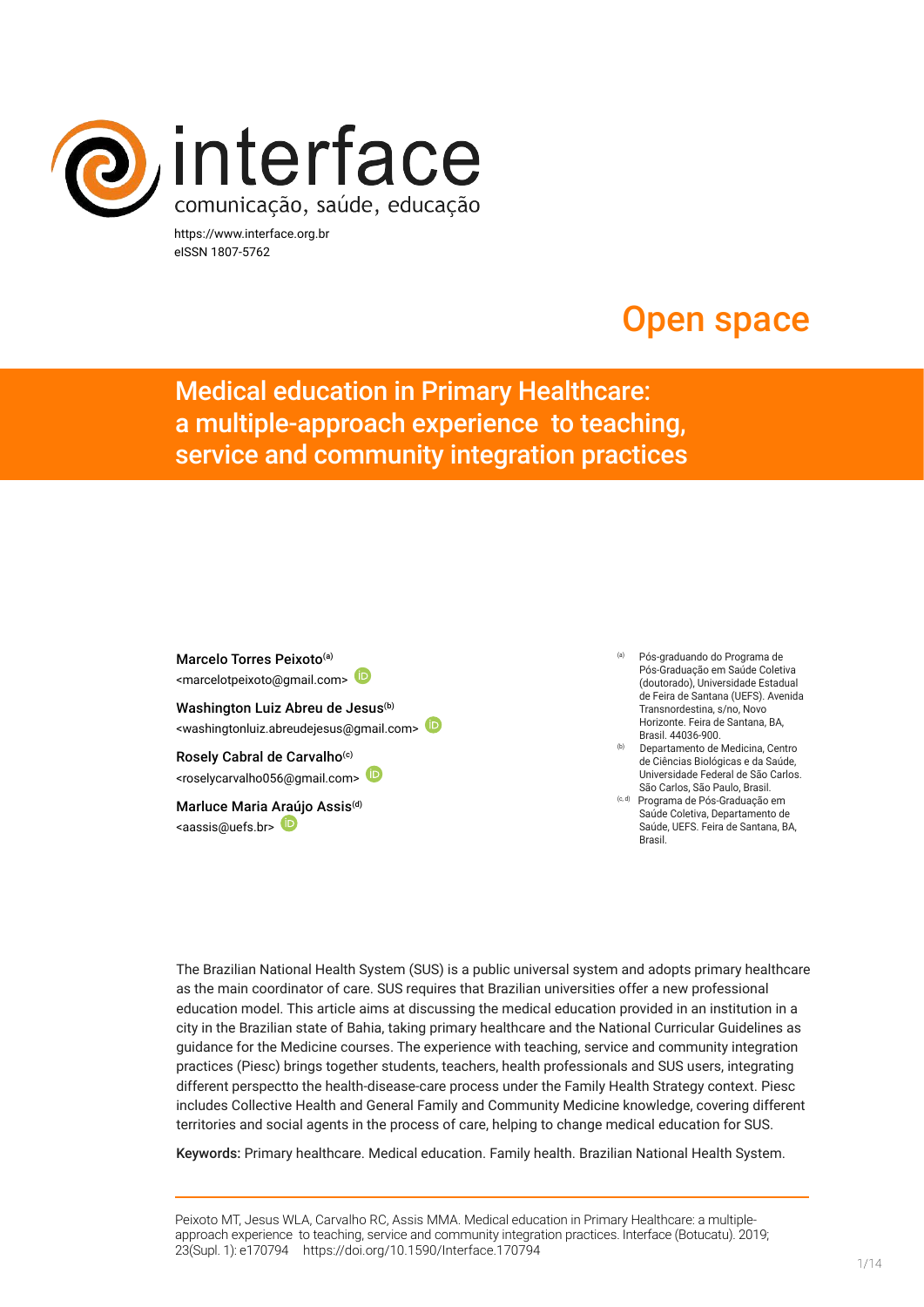interface
comunicação, saúde, educação

https://www.interface.org.br
eISSN 1807-5762

Open space

# Medical education in Primary Healthcare: a multiple-approach experience to teaching, service and community integration practices

Marcelo Torres Peixoto[a]
<marcelotpeixoto@gmail.com>

Washington Luiz Abreu de Jesus[b]
<washingtonluiz.abreudejesus@gmail.com>

Rosely Cabral de Carvalho[c]
<roselycarvalho056@gmail.com>

Marluce Maria Araújo Assis[d]
<aassis@uefs.br>

[a] Pós-graduando do Programa de Pós-Graduação em Saúde Coletiva (doutorado), Universidade Estadual de Feira de Santana (UEFS). Avenida Transnordestina, s/no, Novo Horizonte. Feira de Santana, BA, Brasil. 44036-900.

[b] Departamento de Medicina, Centro de Ciências Biológicas e da Saúde, Universidade Federal de São Carlos. São Carlos, São Paulo, Brasil.

[c, d] Programa de Pós-Graduação em Saúde Coletiva, Departamento de Saúde, UEFS. Feira de Santana, BA, Brasil.

The Brazilian National Health System (SUS) is a public universal system and adopts primary healthcare as the main coordinator of care. SUS requires that Brazilian universities offer a new professional education model. This article aims at discussing the medical education provided in an institution in a city in the Brazilian state of Bahia, taking primary healthcare and the National Curricular Guidelines as guidance for the Medicine courses. The experience with teaching, service and community integration practices (Piesc) brings together students, teachers, health professionals and SUS users, integrating different perspectto the health-disease-care process under the Family Health Strategy context. Piesc includes Collective Health and General Family and Community Medicine knowledge, covering different territories and social agents in the process of care, helping to change medical education for SUS.

**Keywords:** Primary healthcare. Medical education. Family health. Brazilian National Health System.

Peixoto MT, Jesus WLA, Carvalho RC, Assis MMA. Medical education in Primary Healthcare: a multiple-approach experience to teaching, service and community integration practices. Interface (Botucatu). 2019; 23(Supl. 1): e170794 https://doi.org/10.1590/Interface.170794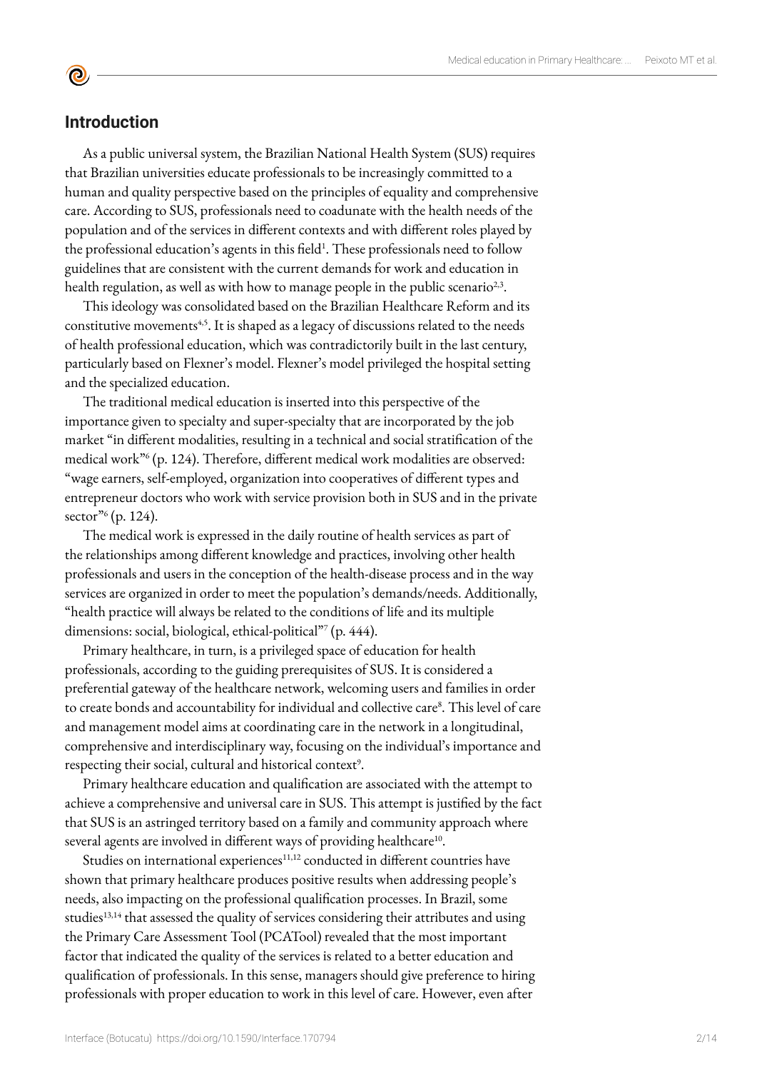## Introduction

As a public universal system, the Brazilian National Health System (SUS) requires that Brazilian universities educate professionals to be increasingly committed to a human and quality perspective based on the principles of equality and comprehensive care. According to SUS, professionals need to coadunate with the health needs of the population and of the services in different contexts and with different roles played by the professional education's agents in this field[1]. These professionals need to follow guidelines that are consistent with the current demands for work and education in health regulation, as well as with how to manage people in the public scenario[2,3].

This ideology was consolidated based on the Brazilian Healthcare Reform and its constitutive movements[4,5]. It is shaped as a legacy of discussions related to the needs of health professional education, which was contradictorily built in the last century, particularly based on Flexner's model. Flexner's model privileged the hospital setting and the specialized education.

The traditional medical education is inserted into this perspective of the importance given to specialty and super-specialty that are incorporated by the job market "in different modalities, resulting in a technical and social stratification of the medical work"[6] (p. 124). Therefore, different medical work modalities are observed: "wage earners, self-employed, organization into cooperatives of different types and entrepreneur doctors who work with service provision both in SUS and in the private sector"[6] (p. 124).

The medical work is expressed in the daily routine of health services as part of the relationships among different knowledge and practices, involving other health professionals and users in the conception of the health-disease process and in the way services are organized in order to meet the population's demands/needs. Additionally, "health practice will always be related to the conditions of life and its multiple dimensions: social, biological, ethical-political"[7] (p. 444).

Primary healthcare, in turn, is a privileged space of education for health professionals, according to the guiding prerequisites of SUS. It is considered a preferential gateway of the healthcare network, welcoming users and families in order to create bonds and accountability for individual and collective care[8]. This level of care and management model aims at coordinating care in the network in a longitudinal, comprehensive and interdisciplinary way, focusing on the individual's importance and respecting their social, cultural and historical context[9].

Primary healthcare education and qualification are associated with the attempt to achieve a comprehensive and universal care in SUS. This attempt is justified by the fact that SUS is an astringed territory based on a family and community approach where several agents are involved in different ways of providing healthcare[10].

Studies on international experiences[11,12] conducted in different countries have shown that primary healthcare produces positive results when addressing people's needs, also impacting on the professional qualification processes. In Brazil, some studies[13,14] that assessed the quality of services considering their attributes and using the Primary Care Assessment Tool (PCATool) revealed that the most important factor that indicated the quality of the services is related to a better education and qualification of professionals. In this sense, managers should give preference to hiring professionals with proper education to work in this level of care. However, even after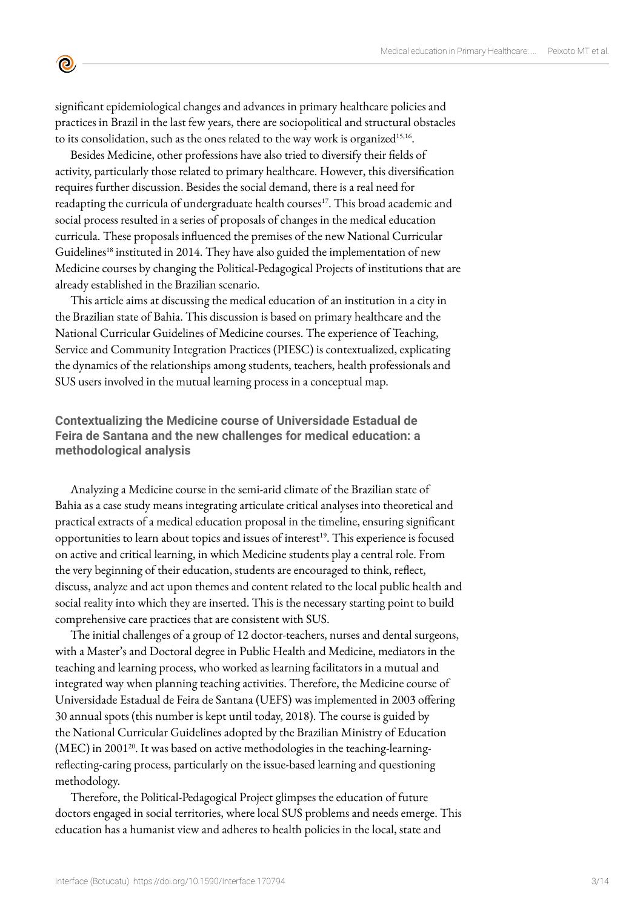significant epidemiological changes and advances in primary healthcare policies and practices in Brazil in the last few years, there are sociopolitical and structural obstacles to its consolidation, such as the ones related to the way work is organized[15,16].

Besides Medicine, other professions have also tried to diversify their fields of activity, particularly those related to primary healthcare. However, this diversification requires further discussion. Besides the social demand, there is a real need for readapting the curricula of undergraduate health courses[17]. This broad academic and social process resulted in a series of proposals of changes in the medical education curricula. These proposals influenced the premises of the new National Curricular Guidelines[18] instituted in 2014. They have also guided the implementation of new Medicine courses by changing the Political-Pedagogical Projects of institutions that are already established in the Brazilian scenario.

This article aims at discussing the medical education of an institution in a city in the Brazilian state of Bahia. This discussion is based on primary healthcare and the National Curricular Guidelines of Medicine courses. The experience of Teaching, Service and Community Integration Practices (PIESC) is contextualized, explicating the dynamics of the relationships among students, teachers, health professionals and SUS users involved in the mutual learning process in a conceptual map.

## Contextualizing the Medicine course of Universidade Estadual de Feira de Santana and the new challenges for medical education: a methodological analysis

Analyzing a Medicine course in the semi-arid climate of the Brazilian state of Bahia as a case study means integrating articulate critical analyses into theoretical and practical extracts of a medical education proposal in the timeline, ensuring significant opportunities to learn about topics and issues of interest[19]. This experience is focused on active and critical learning, in which Medicine students play a central role. From the very beginning of their education, students are encouraged to think, reflect, discuss, analyze and act upon themes and content related to the local public health and social reality into which they are inserted. This is the necessary starting point to build comprehensive care practices that are consistent with SUS.

The initial challenges of a group of 12 doctor-teachers, nurses and dental surgeons, with a Master's and Doctoral degree in Public Health and Medicine, mediators in the teaching and learning process, who worked as learning facilitators in a mutual and integrated way when planning teaching activities. Therefore, the Medicine course of Universidade Estadual de Feira de Santana (UEFS) was implemented in 2003 offering 30 annual spots (this number is kept until today, 2018). The course is guided by the National Curricular Guidelines adopted by the Brazilian Ministry of Education (MEC) in 2001[20]. It was based on active methodologies in the teaching-learning-reflecting-caring process, particularly on the issue-based learning and questioning methodology.

Therefore, the Political-Pedagogical Project glimpses the education of future doctors engaged in social territories, where local SUS problems and needs emerge. This education has a humanist view and adheres to health policies in the local, state and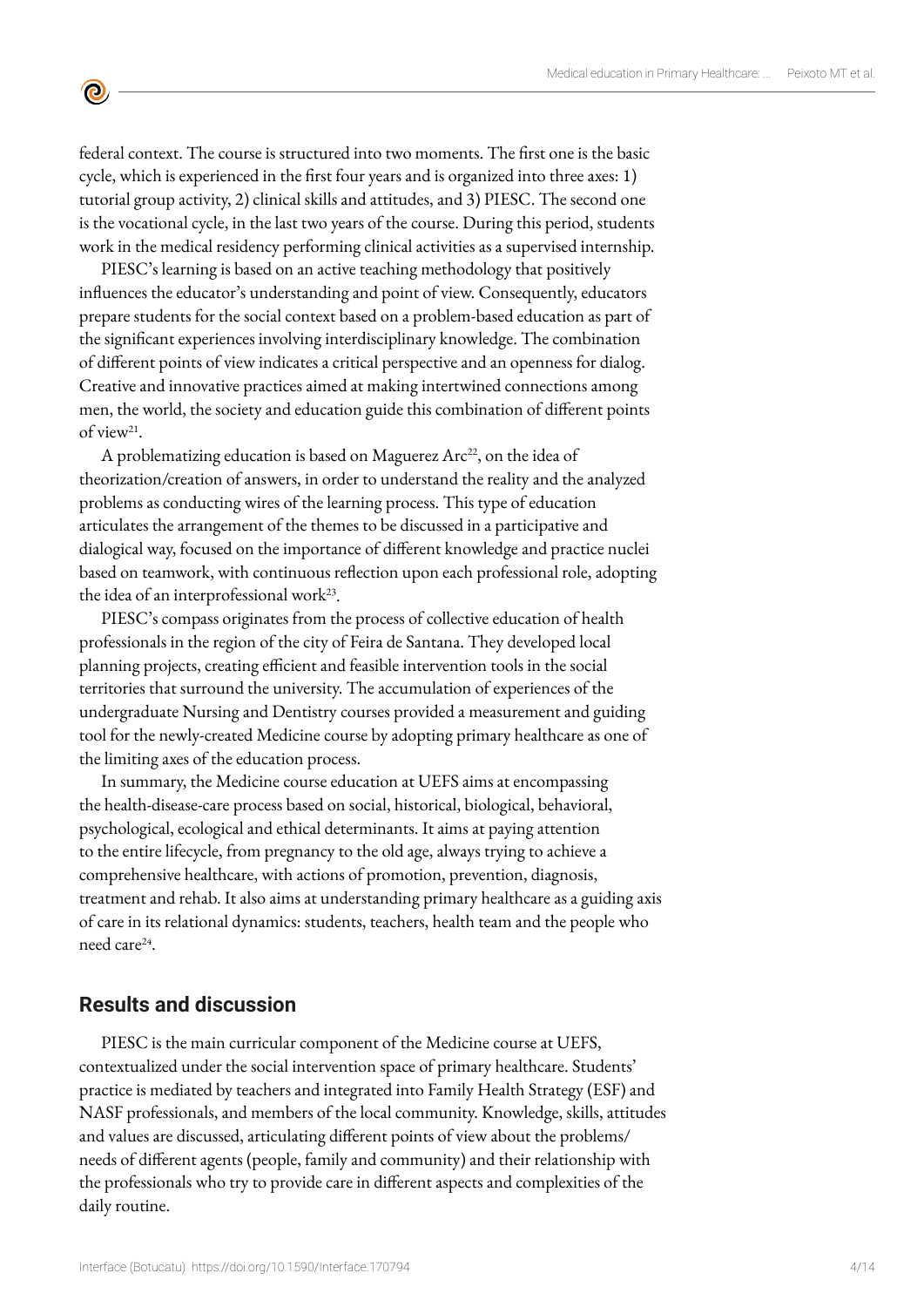federal context. The course is structured into two moments. The first one is the basic cycle, which is experienced in the first four years and is organized into three axes: 1) tutorial group activity, 2) clinical skills and attitudes, and 3) PIESC. The second one is the vocational cycle, in the last two years of the course. During this period, students work in the medical residency performing clinical activities as a supervised internship.

PIESC's learning is based on an active teaching methodology that positively influences the educator's understanding and point of view. Consequently, educators prepare students for the social context based on a problem-based education as part of the significant experiences involving interdisciplinary knowledge. The combination of different points of view indicates a critical perspective and an openness for dialog. Creative and innovative practices aimed at making intertwined connections among men, the world, the society and education guide this combination of different points of view[21].

A problematizing education is based on Maguerez Arc[22], on the idea of theorization/creation of answers, in order to understand the reality and the analyzed problems as conducting wires of the learning process. This type of education articulates the arrangement of the themes to be discussed in a participative and dialogical way, focused on the importance of different knowledge and practice nuclei based on teamwork, with continuous reflection upon each professional role, adopting the idea of an interprofessional work[23].

PIESC's compass originates from the process of collective education of health professionals in the region of the city of Feira de Santana. They developed local planning projects, creating efficient and feasible intervention tools in the social territories that surround the university. The accumulation of experiences of the undergraduate Nursing and Dentistry courses provided a measurement and guiding tool for the newly-created Medicine course by adopting primary healthcare as one of the limiting axes of the education process.

In summary, the Medicine course education at UEFS aims at encompassing the health-disease-care process based on social, historical, biological, behavioral, psychological, ecological and ethical determinants. It aims at paying attention to the entire lifecycle, from pregnancy to the old age, always trying to achieve a comprehensive healthcare, with actions of promotion, prevention, diagnosis, treatment and rehab. It also aims at understanding primary healthcare as a guiding axis of care in its relational dynamics: students, teachers, health team and the people who need care[24].

## Results and discussion

PIESC is the main curricular component of the Medicine course at UEFS, contextualized under the social intervention space of primary healthcare. Students' practice is mediated by teachers and integrated into Family Health Strategy (ESF) and NASF professionals, and members of the local community. Knowledge, skills, attitudes and values are discussed, articulating different points of view about the problems/needs of different agents (people, family and community) and their relationship with the professionals who try to provide care in different aspects and complexities of the daily routine.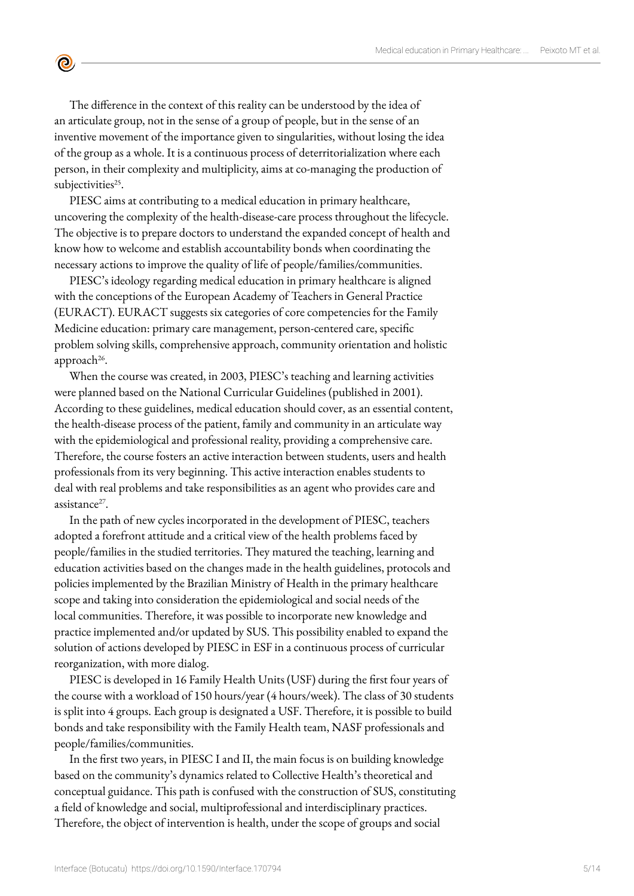The difference in the context of this reality can be understood by the idea of an articulate group, not in the sense of a group of people, but in the sense of an inventive movement of the importance given to singularities, without losing the idea of the group as a whole. It is a continuous process of deterritorialization where each person, in their complexity and multiplicity, aims at co-managing the production of subjectivities[25].

PIESC aims at contributing to a medical education in primary healthcare, uncovering the complexity of the health-disease-care process throughout the lifecycle. The objective is to prepare doctors to understand the expanded concept of health and know how to welcome and establish accountability bonds when coordinating the necessary actions to improve the quality of life of people/families/communities.

PIESC's ideology regarding medical education in primary healthcare is aligned with the conceptions of the European Academy of Teachers in General Practice (EURACT). EURACT suggests six categories of core competencies for the Family Medicine education: primary care management, person-centered care, specific problem solving skills, comprehensive approach, community orientation and holistic approach[26].

When the course was created, in 2003, PIESC's teaching and learning activities were planned based on the National Curricular Guidelines (published in 2001). According to these guidelines, medical education should cover, as an essential content, the health-disease process of the patient, family and community in an articulate way with the epidemiological and professional reality, providing a comprehensive care. Therefore, the course fosters an active interaction between students, users and health professionals from its very beginning. This active interaction enables students to deal with real problems and take responsibilities as an agent who provides care and assistance[27].

In the path of new cycles incorporated in the development of PIESC, teachers adopted a forefront attitude and a critical view of the health problems faced by people/families in the studied territories. They matured the teaching, learning and education activities based on the changes made in the health guidelines, protocols and policies implemented by the Brazilian Ministry of Health in the primary healthcare scope and taking into consideration the epidemiological and social needs of the local communities. Therefore, it was possible to incorporate new knowledge and practice implemented and/or updated by SUS. This possibility enabled to expand the solution of actions developed by PIESC in ESF in a continuous process of curricular reorganization, with more dialog.

PIESC is developed in 16 Family Health Units (USF) during the first four years of the course with a workload of 150 hours/year (4 hours/week). The class of 30 students is split into 4 groups. Each group is designated a USF. Therefore, it is possible to build bonds and take responsibility with the Family Health team, NASF professionals and people/families/communities.

In the first two years, in PIESC I and II, the main focus is on building knowledge based on the community's dynamics related to Collective Health's theoretical and conceptual guidance. This path is confused with the construction of SUS, constituting a field of knowledge and social, multiprofessional and interdisciplinary practices. Therefore, the object of intervention is health, under the scope of groups and social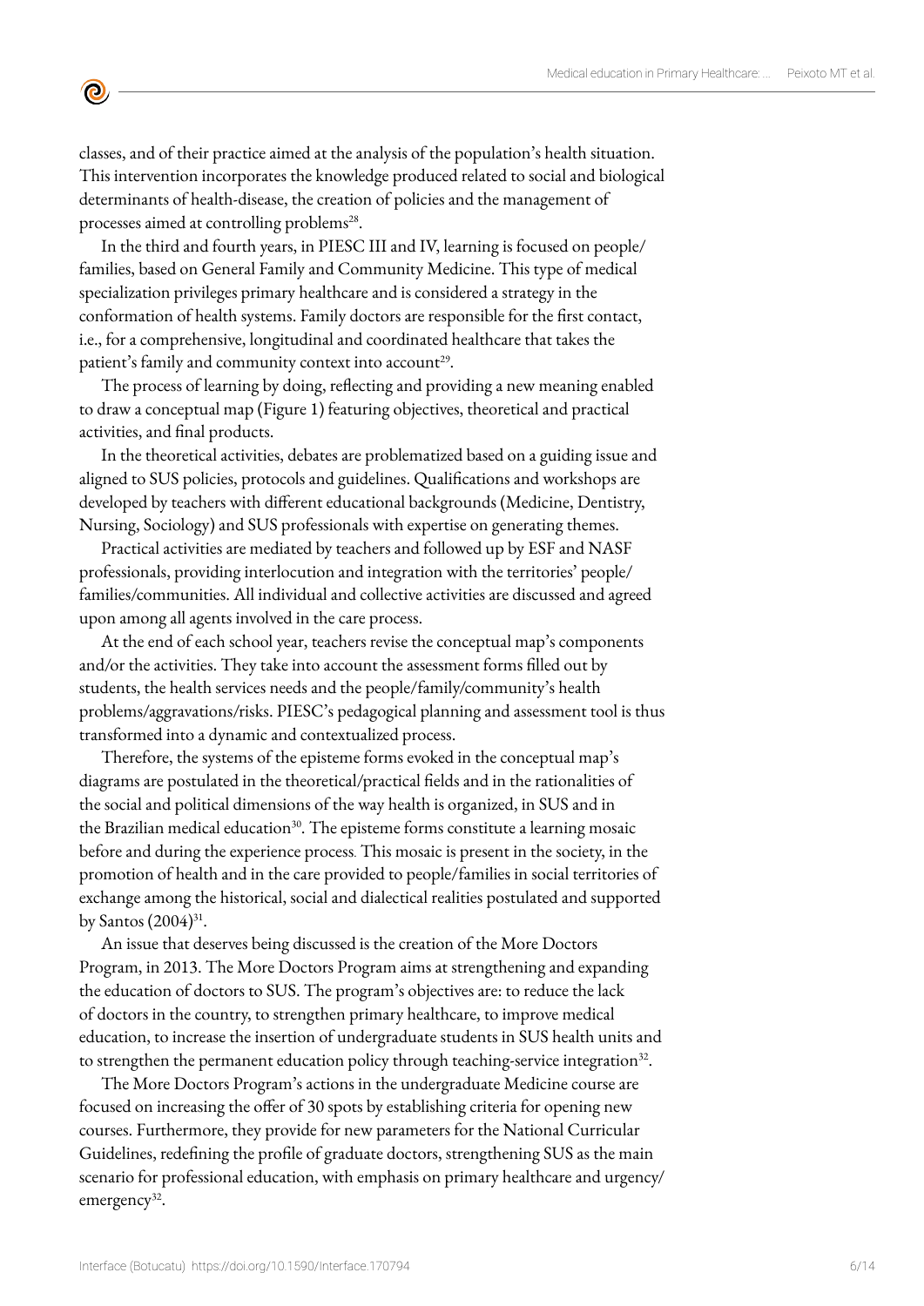classes, and of their practice aimed at the analysis of the population's health situation. This intervention incorporates the knowledge produced related to social and biological determinants of health-disease, the creation of policies and the management of processes aimed at controlling problems[28].

In the third and fourth years, in PIESC III and IV, learning is focused on people/families, based on General Family and Community Medicine. This type of medical specialization privileges primary healthcare and is considered a strategy in the conformation of health systems. Family doctors are responsible for the first contact, i.e., for a comprehensive, longitudinal and coordinated healthcare that takes the patient's family and community context into account[29].

The process of learning by doing, reflecting and providing a new meaning enabled to draw a conceptual map (Figure 1) featuring objectives, theoretical and practical activities, and final products.

In the theoretical activities, debates are problematized based on a guiding issue and aligned to SUS policies, protocols and guidelines. Qualifications and workshops are developed by teachers with different educational backgrounds (Medicine, Dentistry, Nursing, Sociology) and SUS professionals with expertise on generating themes.

Practical activities are mediated by teachers and followed up by ESF and NASF professionals, providing interlocution and integration with the territories' people/families/communities. All individual and collective activities are discussed and agreed upon among all agents involved in the care process.

At the end of each school year, teachers revise the conceptual map's components and/or the activities. They take into account the assessment forms filled out by students, the health services needs and the people/family/community's health problems/aggravations/risks. PIESC's pedagogical planning and assessment tool is thus transformed into a dynamic and contextualized process.

Therefore, the systems of the episteme forms evoked in the conceptual map's diagrams are postulated in the theoretical/practical fields and in the rationalities of the social and political dimensions of the way health is organized, in SUS and in the Brazilian medical education[30]. The episteme forms constitute a learning mosaic before and during the experience process. This mosaic is present in the society, in the promotion of health and in the care provided to people/families in social territories of exchange among the historical, social and dialectical realities postulated and supported by Santos (2004)[31].

An issue that deserves being discussed is the creation of the More Doctors Program, in 2013. The More Doctors Program aims at strengthening and expanding the education of doctors to SUS. The program's objectives are: to reduce the lack of doctors in the country, to strengthen primary healthcare, to improve medical education, to increase the insertion of undergraduate students in SUS health units and to strengthen the permanent education policy through teaching-service integration[32].

The More Doctors Program's actions in the undergraduate Medicine course are focused on increasing the offer of 30 spots by establishing criteria for opening new courses. Furthermore, they provide for new parameters for the National Curricular Guidelines, redefining the profile of graduate doctors, strengthening SUS as the main scenario for professional education, with emphasis on primary healthcare and urgency/emergency[32].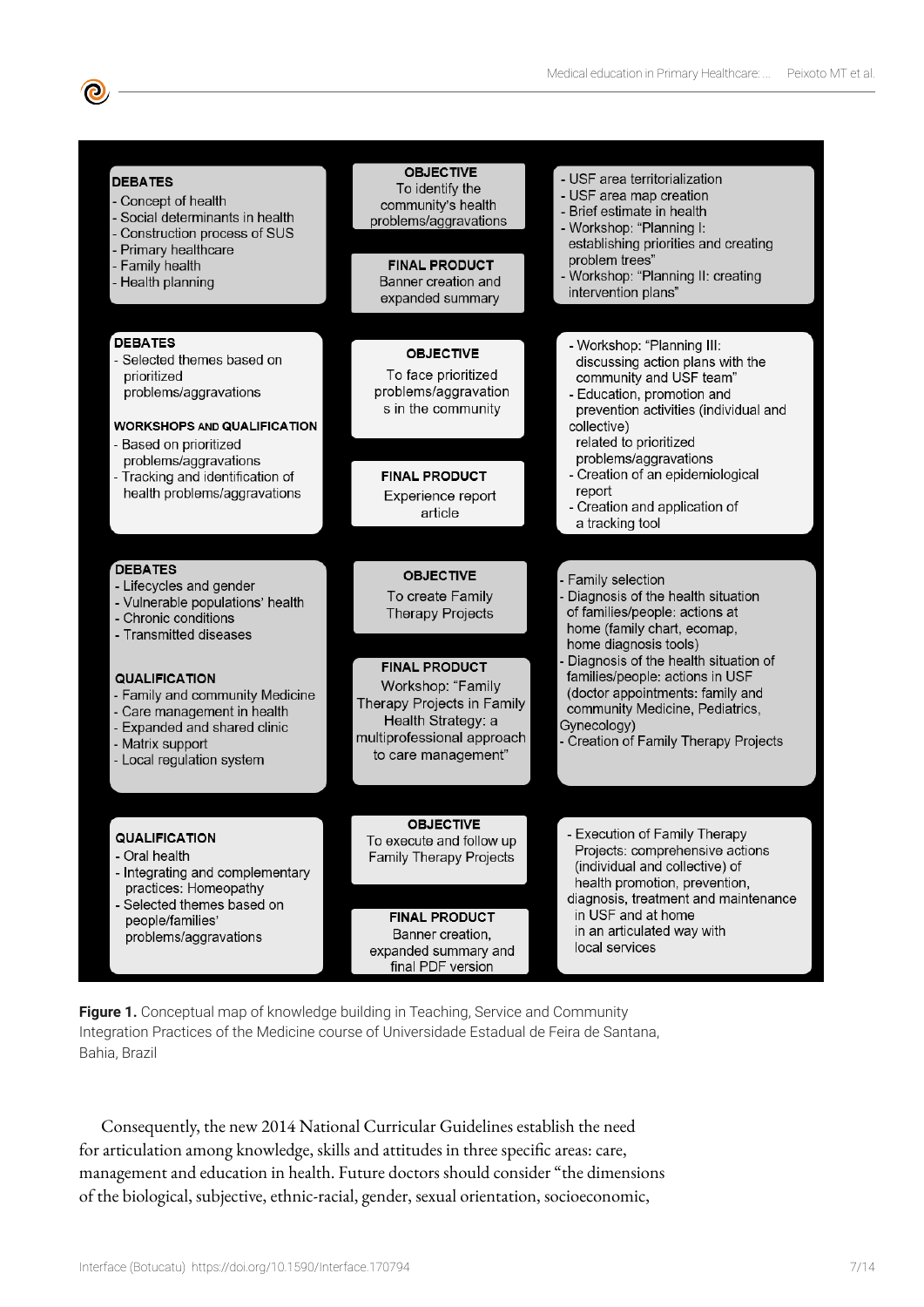| | | |
|---|---|---|
| **DEBATES**<br>- Concept of health<br>- Social determinants in health<br>- Construction process of SUS<br>- Primary healthcare<br>- Family health<br>- Health planning | **OBJECTIVE**<br>To identify the community's health problems/aggravations<br><br>**FINAL PRODUCT**<br>Banner creation and expanded summary | - USF area territorialization<br>- USF area map creation<br>- Brief estimate in health<br>- Workshop: "Planning I: establishing priorities and creating problem trees"<br>- Workshop: "Planning II: creating intervention plans" |
| **DEBATES**<br>- Selected themes based on prioritized problems/aggravations<br><br>**WORKSHOPS AND QUALIFICATION**<br>- Based on prioritized problems/aggravations<br>- Tracking and identification of health problems/aggravations | **OBJECTIVE**<br>To face prioritized problems/aggravations in the community<br><br>**FINAL PRODUCT**<br>Experience report article | - Workshop: "Planning III: discussing action plans with the community and USF team"<br>- Education, promotion and prevention activities (individual and collective) related to prioritized problems/aggravations<br>- Creation of an epidemiological report<br>- Creation and application of a tracking tool |
| **DEBATES**<br>- Lifecycles and gender<br>- Vulnerable populations' health<br>- Chronic conditions<br>- Transmitted diseases<br><br>**QUALIFICATION**<br>- Family and community Medicine<br>- Care management in health<br>- Expanded and shared clinic<br>- Matrix support<br>- Local regulation system | **OBJECTIVE**<br>To create Family Therapy Projects<br><br>**FINAL PRODUCT**<br>Workshop: "Family Therapy Projects in Family Health Strategy: a multiprofessional approach to care management" | - Family selection<br>- Diagnosis of the health situation of families/people: actions at home (family chart, ecomap, home diagnosis tools)<br>- Diagnosis of the health situation of families/people: actions in USF (doctor appointments: family and community Medicine, Pediatrics, Gynecology)<br>- Creation of Family Therapy Projects |
| **QUALIFICATION**<br>- Oral health<br>- Integrating and complementary practices: Homeopathy<br>- Selected themes based on people/families' problems/aggravations | **OBJECTIVE**<br>To execute and follow up Family Therapy Projects<br><br>**FINAL PRODUCT**<br>Banner creation, expanded summary and final PDF version | - Execution of Family Therapy Projects: comprehensive actions (individual and collective) of health promotion, prevention, diagnosis, treatment and maintenance in USF and at home in an articulated way with local services |

**Figure 1.** Conceptual map of knowledge building in Teaching, Service and Community Integration Practices of the Medicine course of Universidade Estadual de Feira de Santana, Bahia, Brazil

Consequently, the new 2014 National Curricular Guidelines establish the need for articulation among knowledge, skills and attitudes in three specific areas: care, management and education in health. Future doctors should consider "the dimensions of the biological, subjective, ethnic-racial, gender, sexual orientation, socioeconomic,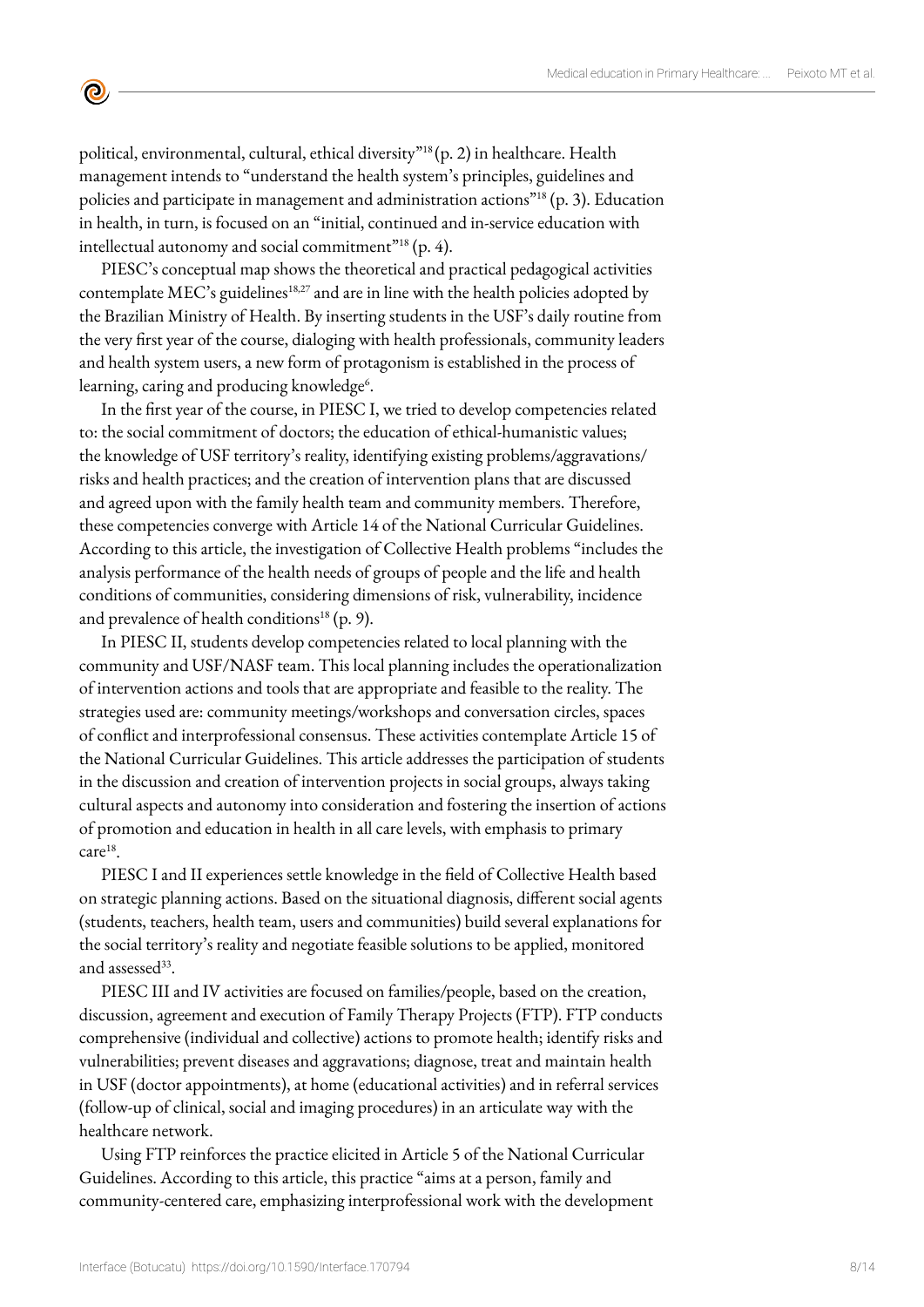political, environmental, cultural, ethical diversity"[18] (p. 2) in healthcare. Health management intends to "understand the health system's principles, guidelines and policies and participate in management and administration actions"[18] (p. 3). Education in health, in turn, is focused on an "initial, continued and in-service education with intellectual autonomy and social commitment"[18] (p. 4).

PIESC's conceptual map shows the theoretical and practical pedagogical activities contemplate MEC's guidelines[18,27] and are in line with the health policies adopted by the Brazilian Ministry of Health. By inserting students in the USF's daily routine from the very first year of the course, dialoging with health professionals, community leaders and health system users, a new form of protagonism is established in the process of learning, caring and producing knowledge[6].

In the first year of the course, in PIESC I, we tried to develop competencies related to: the social commitment of doctors; the education of ethical-humanistic values; the knowledge of USF territory's reality, identifying existing problems/aggravations/risks and health practices; and the creation of intervention plans that are discussed and agreed upon with the family health team and community members. Therefore, these competencies converge with Article 14 of the National Curricular Guidelines. According to this article, the investigation of Collective Health problems "includes the analysis performance of the health needs of groups of people and the life and health conditions of communities, considering dimensions of risk, vulnerability, incidence and prevalence of health conditions[18] (p. 9).

In PIESC II, students develop competencies related to local planning with the community and USF/NASF team. This local planning includes the operationalization of intervention actions and tools that are appropriate and feasible to the reality. The strategies used are: community meetings/workshops and conversation circles, spaces of conflict and interprofessional consensus. These activities contemplate Article 15 of the National Curricular Guidelines. This article addresses the participation of students in the discussion and creation of intervention projects in social groups, always taking cultural aspects and autonomy into consideration and fostering the insertion of actions of promotion and education in health in all care levels, with emphasis to primary care[18].

PIESC I and II experiences settle knowledge in the field of Collective Health based on strategic planning actions. Based on the situational diagnosis, different social agents (students, teachers, health team, users and communities) build several explanations for the social territory's reality and negotiate feasible solutions to be applied, monitored and assessed[33].

PIESC III and IV activities are focused on families/people, based on the creation, discussion, agreement and execution of Family Therapy Projects (FTP). FTP conducts comprehensive (individual and collective) actions to promote health; identify risks and vulnerabilities; prevent diseases and aggravations; diagnose, treat and maintain health in USF (doctor appointments), at home (educational activities) and in referral services (follow-up of clinical, social and imaging procedures) in an articulate way with the healthcare network.

Using FTP reinforces the practice elicited in Article 5 of the National Curricular Guidelines. According to this article, this practice "aims at a person, family and community-centered care, emphasizing interprofessional work with the development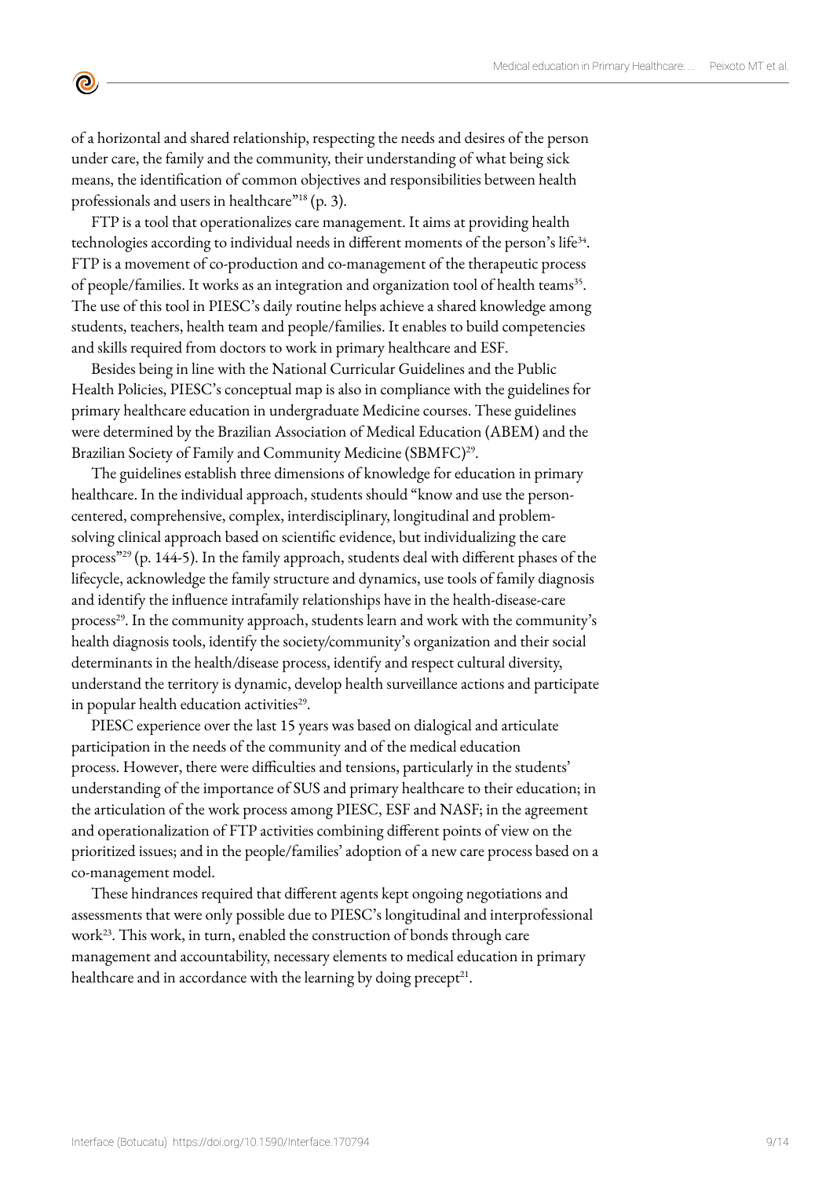of a horizontal and shared relationship, respecting the needs and desires of the person under care, the family and the community, their understanding of what being sick means, the identification of common objectives and responsibilities between health professionals and users in healthcare"[18] (p. 3).

FTP is a tool that operationalizes care management. It aims at providing health technologies according to individual needs in different moments of the person's life[34]. FTP is a movement of co-production and co-management of the therapeutic process of people/families. It works as an integration and organization tool of health teams[35]. The use of this tool in PIESC's daily routine helps achieve a shared knowledge among students, teachers, health team and people/families. It enables to build competencies and skills required from doctors to work in primary healthcare and ESF.

Besides being in line with the National Curricular Guidelines and the Public Health Policies, PIESC's conceptual map is also in compliance with the guidelines for primary healthcare education in undergraduate Medicine courses. These guidelines were determined by the Brazilian Association of Medical Education (ABEM) and the Brazilian Society of Family and Community Medicine (SBMFC)[29].

The guidelines establish three dimensions of knowledge for education in primary healthcare. In the individual approach, students should "know and use the person-centered, comprehensive, complex, interdisciplinary, longitudinal and problem-solving clinical approach based on scientific evidence, but individualizing the care process"[29] (p. 144-5). In the family approach, students deal with different phases of the lifecycle, acknowledge the family structure and dynamics, use tools of family diagnosis and identify the influence intrafamily relationships have in the health-disease-care process[29]. In the community approach, students learn and work with the community's health diagnosis tools, identify the society/community's organization and their social determinants in the health/disease process, identify and respect cultural diversity, understand the territory is dynamic, develop health surveillance actions and participate in popular health education activities[29].

PIESC experience over the last 15 years was based on dialogical and articulate participation in the needs of the community and of the medical education process. However, there were difficulties and tensions, particularly in the students' understanding of the importance of SUS and primary healthcare to their education; in the articulation of the work process among PIESC, ESF and NASF; in the agreement and operationalization of FTP activities combining different points of view on the prioritized issues; and in the people/families' adoption of a new care process based on a co-management model.

These hindrances required that different agents kept ongoing negotiations and assessments that were only possible due to PIESC's longitudinal and interprofessional work[23]. This work, in turn, enabled the construction of bonds through care management and accountability, necessary elements to medical education in primary healthcare and in accordance with the learning by doing precept[21].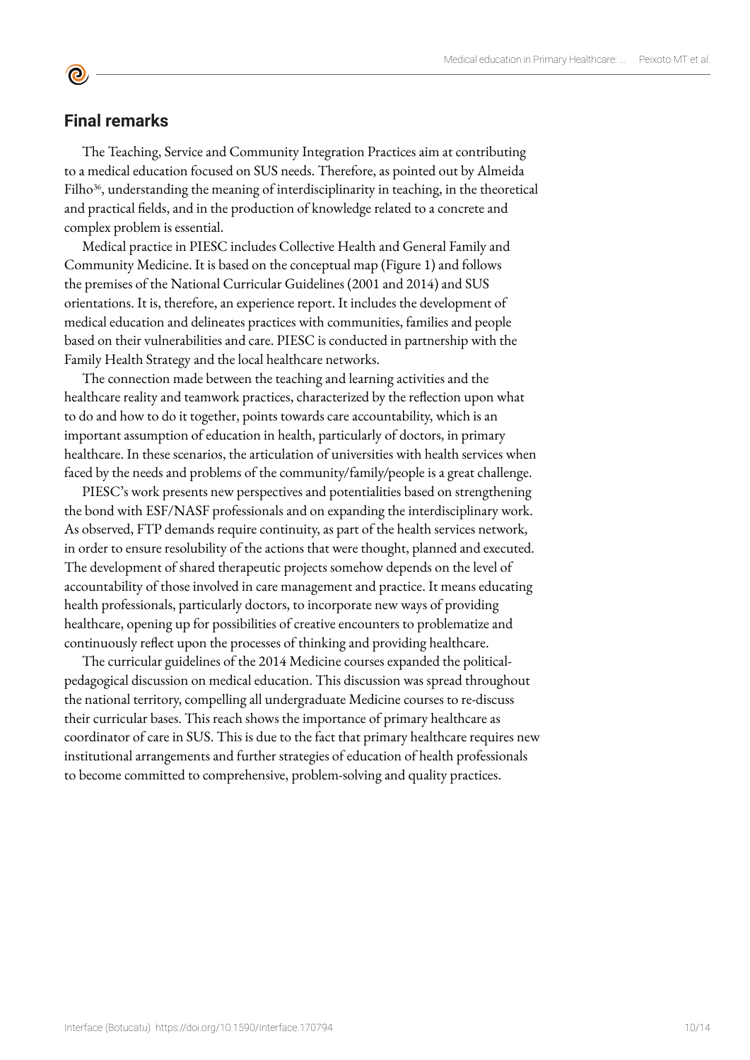## Final remarks

The Teaching, Service and Community Integration Practices aim at contributing to a medical education focused on SUS needs. Therefore, as pointed out by Almeida Filho[36], understanding the meaning of interdisciplinarity in teaching, in the theoretical and practical fields, and in the production of knowledge related to a concrete and complex problem is essential.

Medical practice in PIESC includes Collective Health and General Family and Community Medicine. It is based on the conceptual map (Figure 1) and follows the premises of the National Curricular Guidelines (2001 and 2014) and SUS orientations. It is, therefore, an experience report. It includes the development of medical education and delineates practices with communities, families and people based on their vulnerabilities and care. PIESC is conducted in partnership with the Family Health Strategy and the local healthcare networks.

The connection made between the teaching and learning activities and the healthcare reality and teamwork practices, characterized by the reflection upon what to do and how to do it together, points towards care accountability, which is an important assumption of education in health, particularly of doctors, in primary healthcare. In these scenarios, the articulation of universities with health services when faced by the needs and problems of the community/family/people is a great challenge.

PIESC's work presents new perspectives and potentialities based on strengthening the bond with ESF/NASF professionals and on expanding the interdisciplinary work. As observed, FTP demands require continuity, as part of the health services network, in order to ensure resolubility of the actions that were thought, planned and executed. The development of shared therapeutic projects somehow depends on the level of accountability of those involved in care management and practice. It means educating health professionals, particularly doctors, to incorporate new ways of providing healthcare, opening up for possibilities of creative encounters to problematize and continuously reflect upon the processes of thinking and providing healthcare.

The curricular guidelines of the 2014 Medicine courses expanded the political-pedagogical discussion on medical education. This discussion was spread throughout the national territory, compelling all undergraduate Medicine courses to re-discuss their curricular bases. This reach shows the importance of primary healthcare as coordinator of care in SUS. This is due to the fact that primary healthcare requires new institutional arrangements and further strategies of education of health professionals to become committed to comprehensive, problem-solving and quality practices.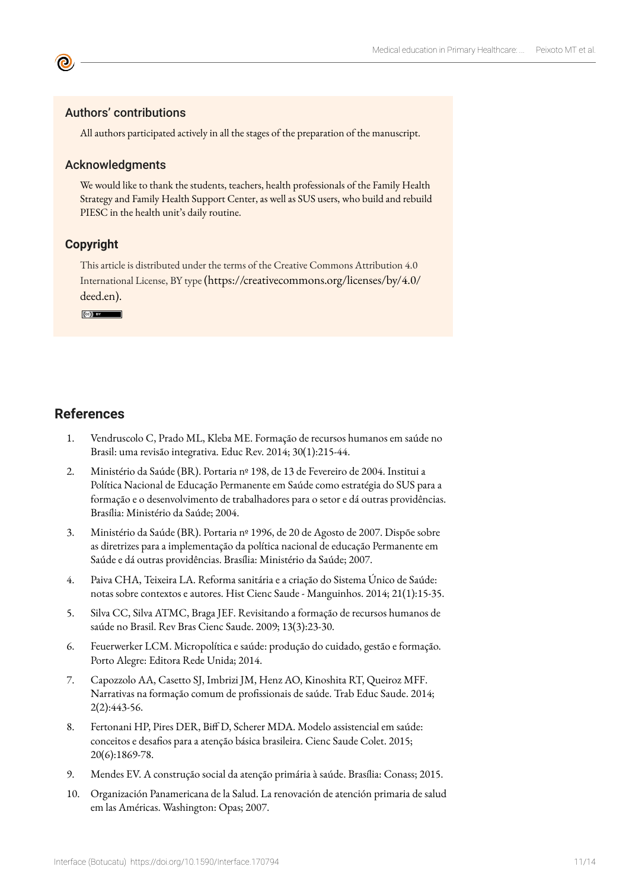## Authors' contributions

All authors participated actively in all the stages of the preparation of the manuscript.

## Acknowledgments

We would like to thank the students, teachers, health professionals of the Family Health Strategy and Family Health Support Center, as well as SUS users, who build and rebuild PIESC in the health unit's daily routine.

## Copyright

This article is distributed under the terms of the Creative Commons Attribution 4.0 International License, BY type (https://creativecommons.org/licenses/by/4.0/deed.en).

# References

1. Vendruscolo C, Prado ML, Kleba ME. Formação de recursos humanos em saúde no Brasil: uma revisão integrativa. Educ Rev. 2014; 30(1):215-44.
2. Ministério da Saúde (BR). Portaria nº 198, de 13 de Fevereiro de 2004. Institui a Política Nacional de Educação Permanente em Saúde como estratégia do SUS para a formação e o desenvolvimento de trabalhadores para o setor e dá outras providências. Brasília: Ministério da Saúde; 2004.
3. Ministério da Saúde (BR). Portaria nº 1996, de 20 de Agosto de 2007. Dispõe sobre as diretrizes para a implementação da política nacional de educação Permanente em Saúde e dá outras providências. Brasília: Ministério da Saúde; 2007.
4. Paiva CHA, Teixeira LA. Reforma sanitária e a criação do Sistema Único de Saúde: notas sobre contextos e autores. Hist Cienc Saude - Manguinhos. 2014; 21(1):15-35.
5. Silva CC, Silva ATMC, Braga JEF. Revisitando a formação de recursos humanos de saúde no Brasil. Rev Bras Cienc Saude. 2009; 13(3):23-30.
6. Feuerwerker LCM. Micropolítica e saúde: produção do cuidado, gestão e formação. Porto Alegre: Editora Rede Unida; 2014.
7. Capozzolo AA, Casetto SJ, Imbrizi JM, Henz AO, Kinoshita RT, Queiroz MFF. Narrativas na formação comum de profissionais de saúde. Trab Educ Saude. 2014; 2(2):443-56.
8. Fertonani HP, Pires DER, Biff D, Scherer MDA. Modelo assistencial em saúde: conceitos e desafios para a atenção básica brasileira. Cienc Saude Colet. 2015; 20(6):1869-78.
9. Mendes EV. A construção social da atenção primária à saúde. Brasília: Conass; 2015.
10. Organización Panamericana de la Salud. La renovación de atención primaria de salud em las Américas. Washington: Opas; 2007.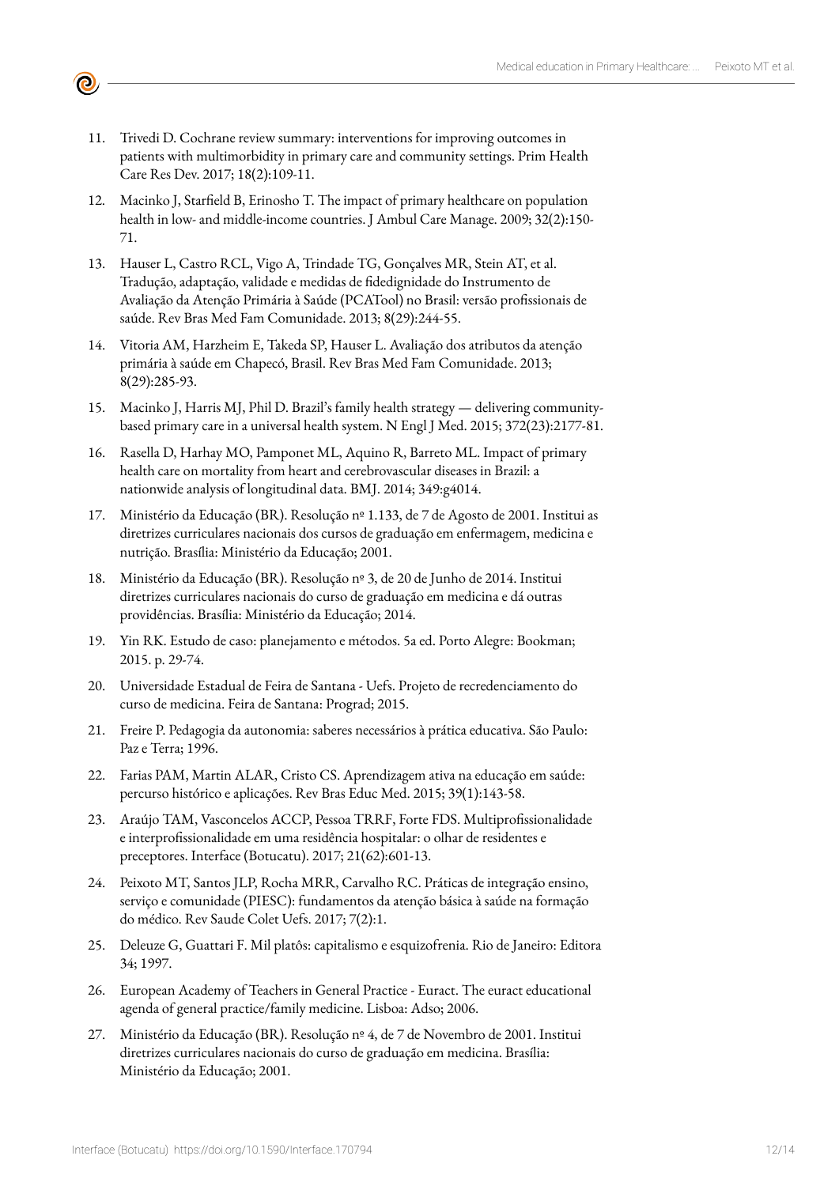11. Trivedi D. Cochrane review summary: interventions for improving outcomes in patients with multimorbidity in primary care and community settings. Prim Health Care Res Dev. 2017; 18(2):109-11.
12. Macinko J, Starfield B, Erinosho T. The impact of primary healthcare on population health in low- and middle-income countries. J Ambul Care Manage. 2009; 32(2):150-71.
13. Hauser L, Castro RCL, Vigo A, Trindade TG, Gonçalves MR, Stein AT, et al. Tradução, adaptação, validade e medidas de fidedignidade do Instrumento de Avaliação da Atenção Primária à Saúde (PCATool) no Brasil: versão profissionais de saúde. Rev Bras Med Fam Comunidade. 2013; 8(29):244-55.
14. Vitoria AM, Harzheim E, Takeda SP, Hauser L. Avaliação dos atributos da atenção primária à saúde em Chapecó, Brasil. Rev Bras Med Fam Comunidade. 2013; 8(29):285-93.
15. Macinko J, Harris MJ, Phil D. Brazil's family health strategy — delivering community-based primary care in a universal health system. N Engl J Med. 2015; 372(23):2177-81.
16. Rasella D, Harhay MO, Pamponet ML, Aquino R, Barreto ML. Impact of primary health care on mortality from heart and cerebrovascular diseases in Brazil: a nationwide analysis of longitudinal data. BMJ. 2014; 349:g4014.
17. Ministério da Educação (BR). Resolução nº 1.133, de 7 de Agosto de 2001. Institui as diretrizes curriculares nacionais dos cursos de graduação em enfermagem, medicina e nutrição. Brasília: Ministério da Educação; 2001.
18. Ministério da Educação (BR). Resolução nº 3, de 20 de Junho de 2014. Institui diretrizes curriculares nacionais do curso de graduação em medicina e dá outras providências. Brasília: Ministério da Educação; 2014.
19. Yin RK. Estudo de caso: planejamento e métodos. 5a ed. Porto Alegre: Bookman; 2015. p. 29-74.
20. Universidade Estadual de Feira de Santana - Uefs. Projeto de recredenciamento do curso de medicina. Feira de Santana: Prograd; 2015.
21. Freire P. Pedagogia da autonomia: saberes necessários à prática educativa. São Paulo: Paz e Terra; 1996.
22. Farias PAM, Martin ALAR, Cristo CS. Aprendizagem ativa na educação em saúde: percurso histórico e aplicações. Rev Bras Educ Med. 2015; 39(1):143-58.
23. Araújo TAM, Vasconcelos ACCP, Pessoa TRRF, Forte FDS. Multiprofissionalidade e interprofissionalidade em uma residência hospitalar: o olhar de residentes e preceptores. Interface (Botucatu). 2017; 21(62):601-13.
24. Peixoto MT, Santos JLP, Rocha MRR, Carvalho RC. Práticas de integração ensino, serviço e comunidade (PIESC): fundamentos da atenção básica à saúde na formação do médico. Rev Saude Colet Uefs. 2017; 7(2):1.
25. Deleuze G, Guattari F. Mil platôs: capitalismo e esquizofrenia. Rio de Janeiro: Editora 34; 1997.
26. European Academy of Teachers in General Practice - Euract. The euract educational agenda of general practice/family medicine. Lisboa: Adso; 2006.
27. Ministério da Educação (BR). Resolução nº 4, de 7 de Novembro de 2001. Institui diretrizes curriculares nacionais do curso de graduação em medicina. Brasília: Ministério da Educação; 2001.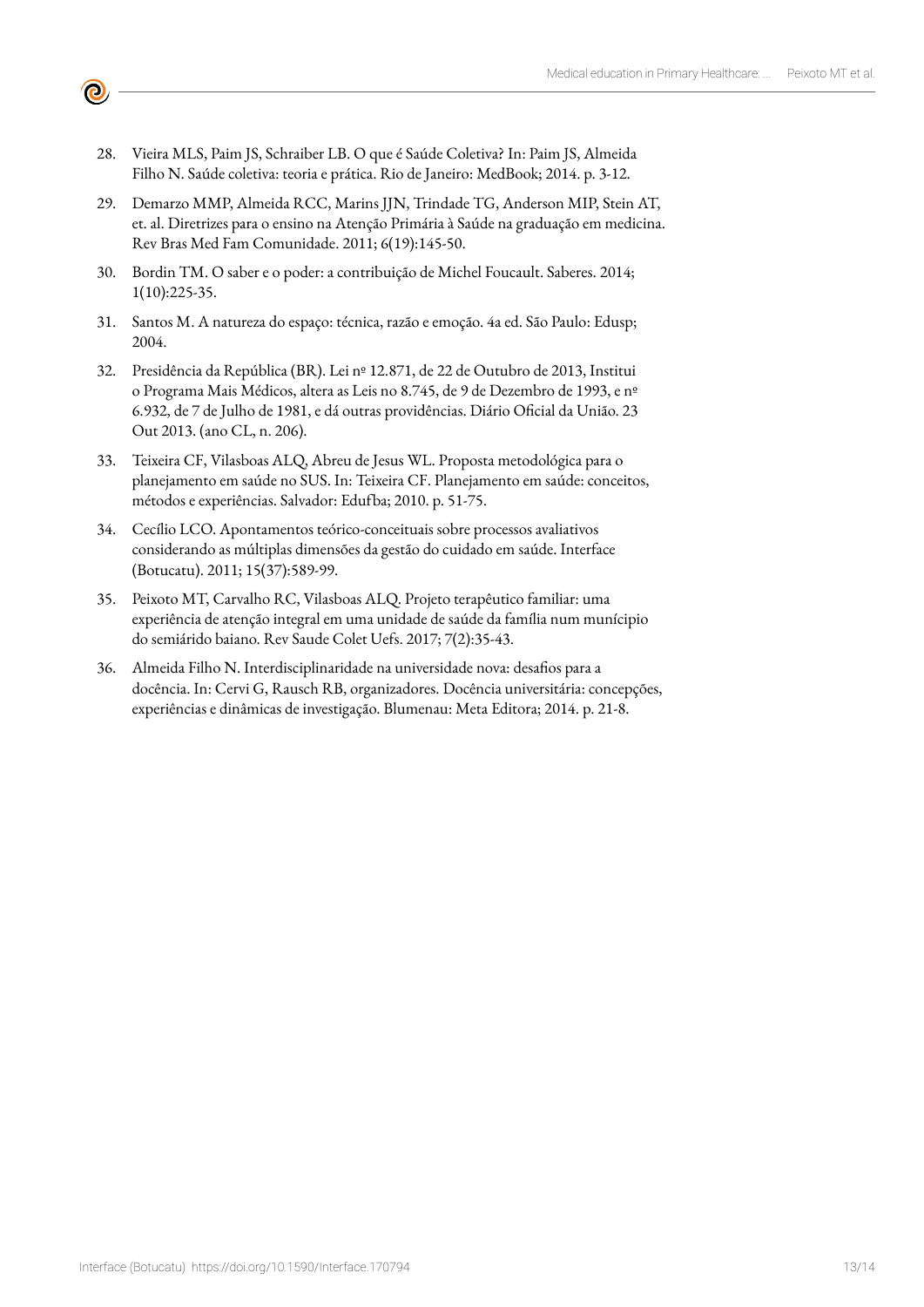28. Vieira MLS, Paim JS, Schraiber LB. O que é Saúde Coletiva? In: Paim JS, Almeida Filho N. Saúde coletiva: teoria e prática. Rio de Janeiro: MedBook; 2014. p. 3-12.

29. Demarzo MMP, Almeida RCC, Marins JJN, Trindade TG, Anderson MIP, Stein AT, et. al. Diretrizes para o ensino na Atenção Primária à Saúde na graduação em medicina. Rev Bras Med Fam Comunidade. 2011; 6(19):145-50.

30. Bordin TM. O saber e o poder: a contribuição de Michel Foucault. Saberes. 2014; 1(10):225-35.

31. Santos M. A natureza do espaço: técnica, razão e emoção. 4a ed. São Paulo: Edusp; 2004.

32. Presidência da República (BR). Lei nº 12.871, de 22 de Outubro de 2013, Institui o Programa Mais Médicos, altera as Leis no 8.745, de 9 de Dezembro de 1993, e nº 6.932, de 7 de Julho de 1981, e dá outras providências. Diário Oficial da União. 23 Out 2013. (ano CL, n. 206).

33. Teixeira CF, Vilasboas ALQ, Abreu de Jesus WL. Proposta metodológica para o planejamento em saúde no SUS. In: Teixeira CF. Planejamento em saúde: conceitos, métodos e experiências. Salvador: Edufba; 2010. p. 51-75.

34. Cecílio LCO. Apontamentos teórico-conceituais sobre processos avaliativos considerando as múltiplas dimensões da gestão do cuidado em saúde. Interface (Botucatu). 2011; 15(37):589-99.

35. Peixoto MT, Carvalho RC, Vilasboas ALQ. Projeto terapêutico familiar: uma experiência de atenção integral em uma unidade de saúde da família num munícipio do semiárido baiano. Rev Saude Colet Uefs. 2017; 7(2):35-43.

36. Almeida Filho N. Interdisciplinaridade na universidade nova: desafios para a docência. In: Cervi G, Rausch RB, organizadores. Docência universitária: concepções, experiências e dinâmicas de investigação. Blumenau: Meta Editora; 2014. p. 21-8.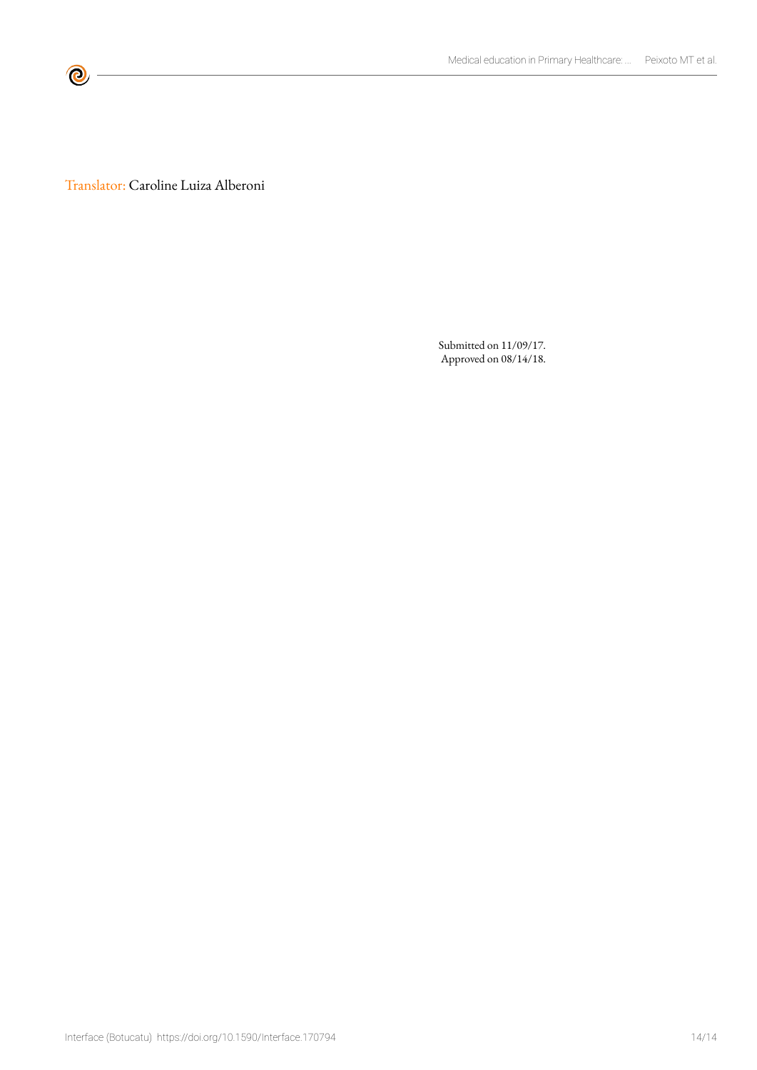Translator: Caroline Luiza Alberoni

Submitted on 11/09/17.
Approved on 08/14/18.